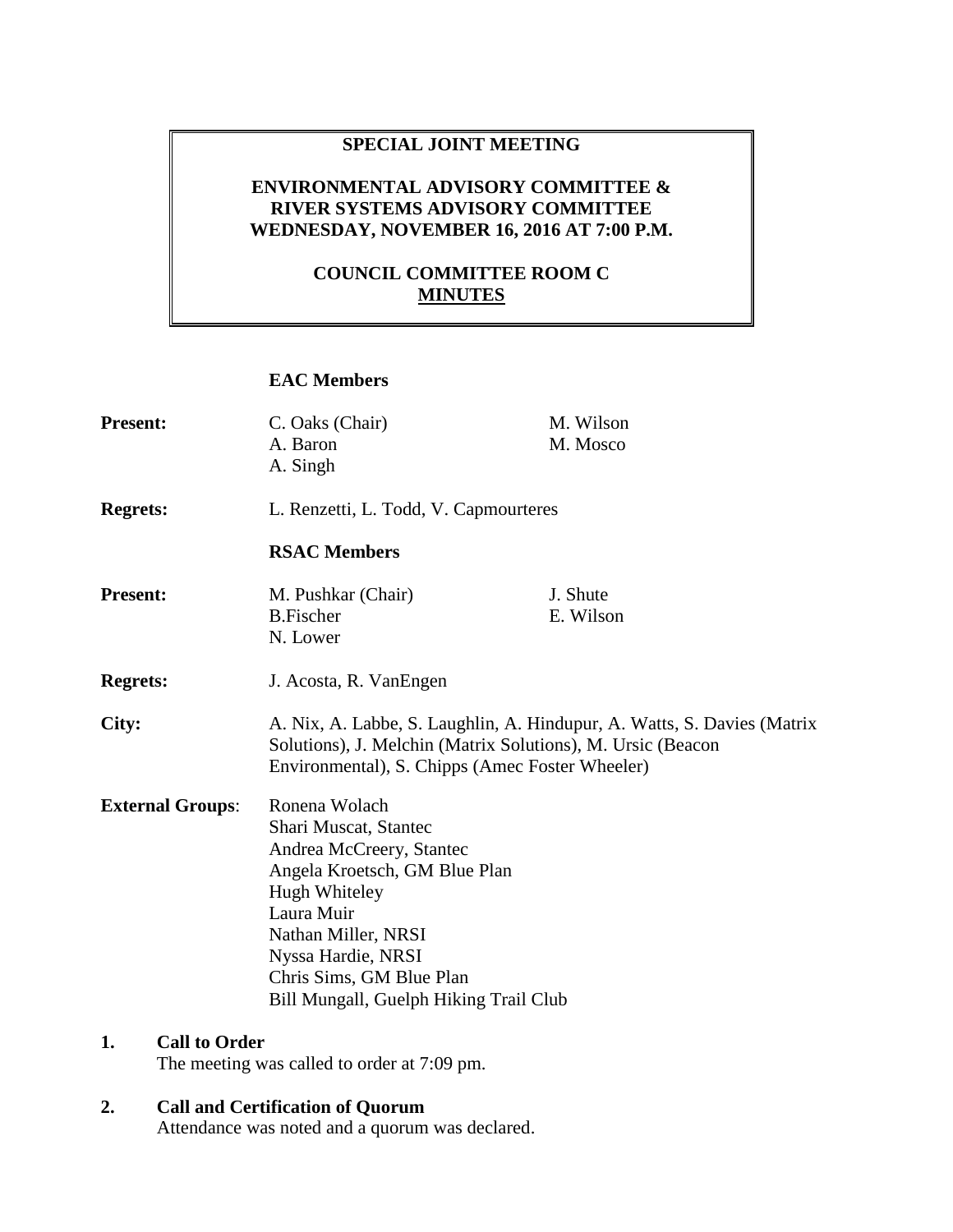# SPECIAL JOINT MEETING

## ENVIRONMENTAL ADVISORY COMMITTEE & RIVER SYSTEMS ADVISORY COMMITTEE WEDNESDAY, NOVEMBER 16, 2016 AT 7:00 P.M.

## COUNCIL COMMITTEE ROOM C MINUTES

**EAC Members**

**Present:** C. Oaks (Chair), A. Baron, A. Singh, M. Wilson, M. Mosco

**Regrets:** L. Renzetti, L. Todd, V. Capmourteres

**RSAC Members**

**Present:** M. Pushkar (Chair), B.Fischer, N. Lower, J. Shute, E. Wilson

**Regrets:** J. Acosta, R. VanEngen

**City:** A. Nix, A. Labbe, S. Laughlin, A. Hindupur, A. Watts, S. Davies (Matrix Solutions), J. Melchin (Matrix Solutions), M. Ursic (Beacon Environmental), S. Chipps (Amec Foster Wheeler)

**External Groups**:
Ronena Wolach
Shari Muscat, Stantec
Andrea McCreery, Stantec
Angela Kroetsch, GM Blue Plan
Hugh Whiteley
Laura Muir
Nathan Miller, NRSI
Nyssa Hardie, NRSI
Chris Sims, GM Blue Plan
Bill Mungall, Guelph Hiking Trail Club

**1. Call to Order**

The meeting was called to order at 7:09 pm.

**2. Call and Certification of Quorum**

Attendance was noted and a quorum was declared.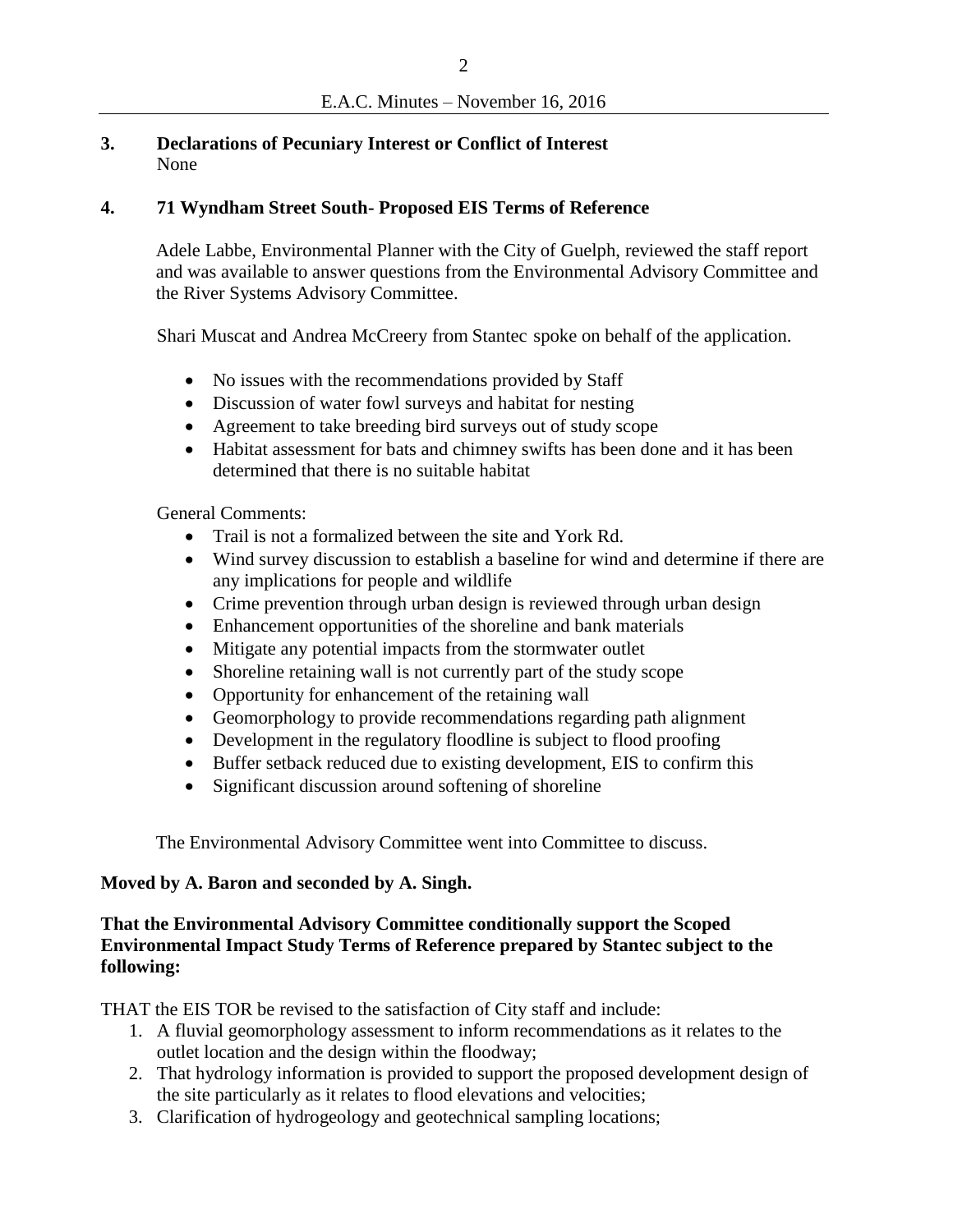## 3. Declarations of Pecuniary Interest or Conflict of Interest

None

## 4. 71 Wyndham Street South- Proposed EIS Terms of Reference

Adele Labbe, Environmental Planner with the City of Guelph, reviewed the staff report and was available to answer questions from the Environmental Advisory Committee and the River Systems Advisory Committee.

Shari Muscat and Andrea McCreery from Stantec spoke on behalf of the application.

- No issues with the recommendations provided by Staff
- Discussion of water fowl surveys and habitat for nesting
- Agreement to take breeding bird surveys out of study scope
- Habitat assessment for bats and chimney swifts has been done and it has been determined that there is no suitable habitat

General Comments:

- Trail is not a formalized between the site and York Rd.
- Wind survey discussion to establish a baseline for wind and determine if there are any implications for people and wildlife
- Crime prevention through urban design is reviewed through urban design
- Enhancement opportunities of the shoreline and bank materials
- Mitigate any potential impacts from the stormwater outlet
- Shoreline retaining wall is not currently part of the study scope
- Opportunity for enhancement of the retaining wall
- Geomorphology to provide recommendations regarding path alignment
- Development in the regulatory floodline is subject to flood proofing
- Buffer setback reduced due to existing development, EIS to confirm this
- Significant discussion around softening of shoreline

The Environmental Advisory Committee went into Committee to discuss.

**Moved by A. Baron and seconded by A. Singh.**

**That the Environmental Advisory Committee conditionally support the Scoped Environmental Impact Study Terms of Reference prepared by Stantec subject to the following:**

THAT the EIS TOR be revised to the satisfaction of City staff and include:

1. A fluvial geomorphology assessment to inform recommendations as it relates to the outlet location and the design within the floodway;
2. That hydrology information is provided to support the proposed development design of the site particularly as it relates to flood elevations and velocities;
3. Clarification of hydrogeology and geotechnical sampling locations;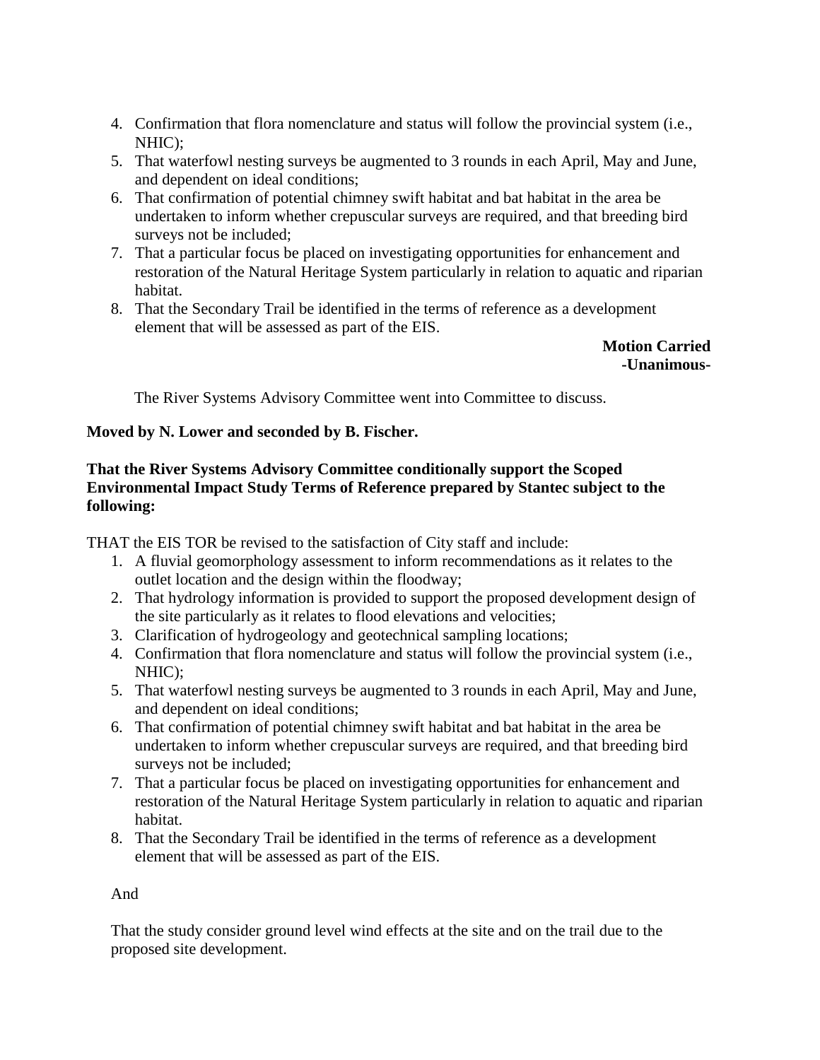4. Confirmation that flora nomenclature and status will follow the provincial system (i.e., NHIC);
5. That waterfowl nesting surveys be augmented to 3 rounds in each April, May and June, and dependent on ideal conditions;
6. That confirmation of potential chimney swift habitat and bat habitat in the area be undertaken to inform whether crepuscular surveys are required, and that breeding bird surveys not be included;
7. That a particular focus be placed on investigating opportunities for enhancement and restoration of the Natural Heritage System particularly in relation to aquatic and riparian habitat.
8. That the Secondary Trail be identified in the terms of reference as a development element that will be assessed as part of the EIS.

**Motion Carried**
**-Unanimous-**

The River Systems Advisory Committee went into Committee to discuss.

**Moved by N. Lower and seconded by B. Fischer.**

**That the River Systems Advisory Committee conditionally support the Scoped Environmental Impact Study Terms of Reference prepared by Stantec subject to the following:**

THAT the EIS TOR be revised to the satisfaction of City staff and include:

1. A fluvial geomorphology assessment to inform recommendations as it relates to the outlet location and the design within the floodway;
2. That hydrology information is provided to support the proposed development design of the site particularly as it relates to flood elevations and velocities;
3. Clarification of hydrogeology and geotechnical sampling locations;
4. Confirmation that flora nomenclature and status will follow the provincial system (i.e., NHIC);
5. That waterfowl nesting surveys be augmented to 3 rounds in each April, May and June, and dependent on ideal conditions;
6. That confirmation of potential chimney swift habitat and bat habitat in the area be undertaken to inform whether crepuscular surveys are required, and that breeding bird surveys not be included;
7. That a particular focus be placed on investigating opportunities for enhancement and restoration of the Natural Heritage System particularly in relation to aquatic and riparian habitat.
8. That the Secondary Trail be identified in the terms of reference as a development element that will be assessed as part of the EIS.

And

That the study consider ground level wind effects at the site and on the trail due to the proposed site development.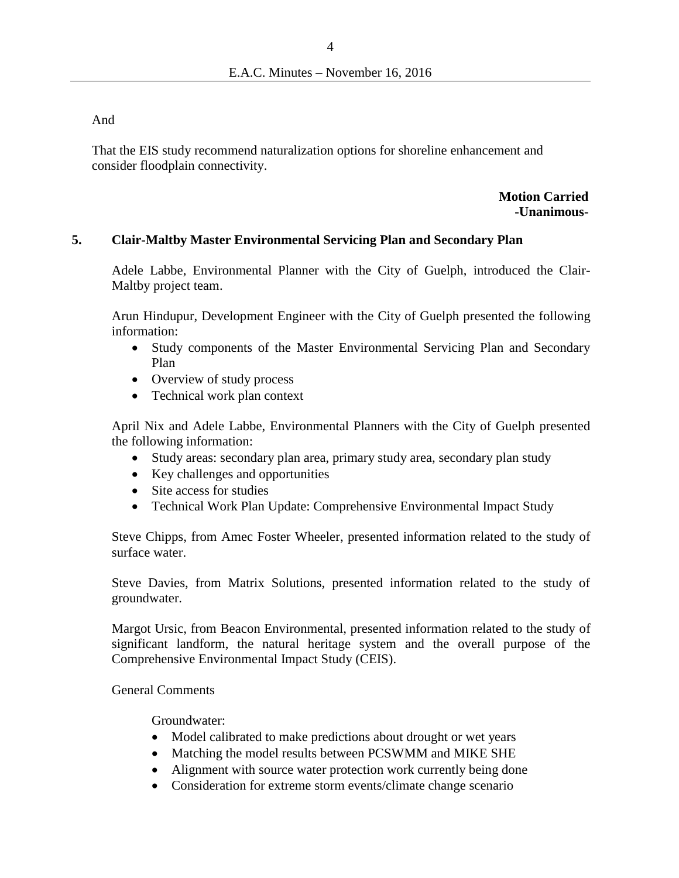And

That the EIS study recommend naturalization options for shoreline enhancement and consider floodplain connectivity.

**Motion Carried**
**-Unanimous-**

## 5. Clair-Maltby Master Environmental Servicing Plan and Secondary Plan

Adele Labbe, Environmental Planner with the City of Guelph, introduced the Clair-Maltby project team.

Arun Hindupur, Development Engineer with the City of Guelph presented the following information:

- Study components of the Master Environmental Servicing Plan and Secondary Plan
- Overview of study process
- Technical work plan context

April Nix and Adele Labbe, Environmental Planners with the City of Guelph presented the following information:

- Study areas: secondary plan area, primary study area, secondary plan study
- Key challenges and opportunities
- Site access for studies
- Technical Work Plan Update: Comprehensive Environmental Impact Study

Steve Chipps, from Amec Foster Wheeler, presented information related to the study of surface water.

Steve Davies, from Matrix Solutions, presented information related to the study of groundwater.

Margot Ursic, from Beacon Environmental, presented information related to the study of significant landform, the natural heritage system and the overall purpose of the Comprehensive Environmental Impact Study (CEIS).

General Comments

Groundwater:

- Model calibrated to make predictions about drought or wet years
- Matching the model results between PCSWMM and MIKE SHE
- Alignment with source water protection work currently being done
- Consideration for extreme storm events/climate change scenario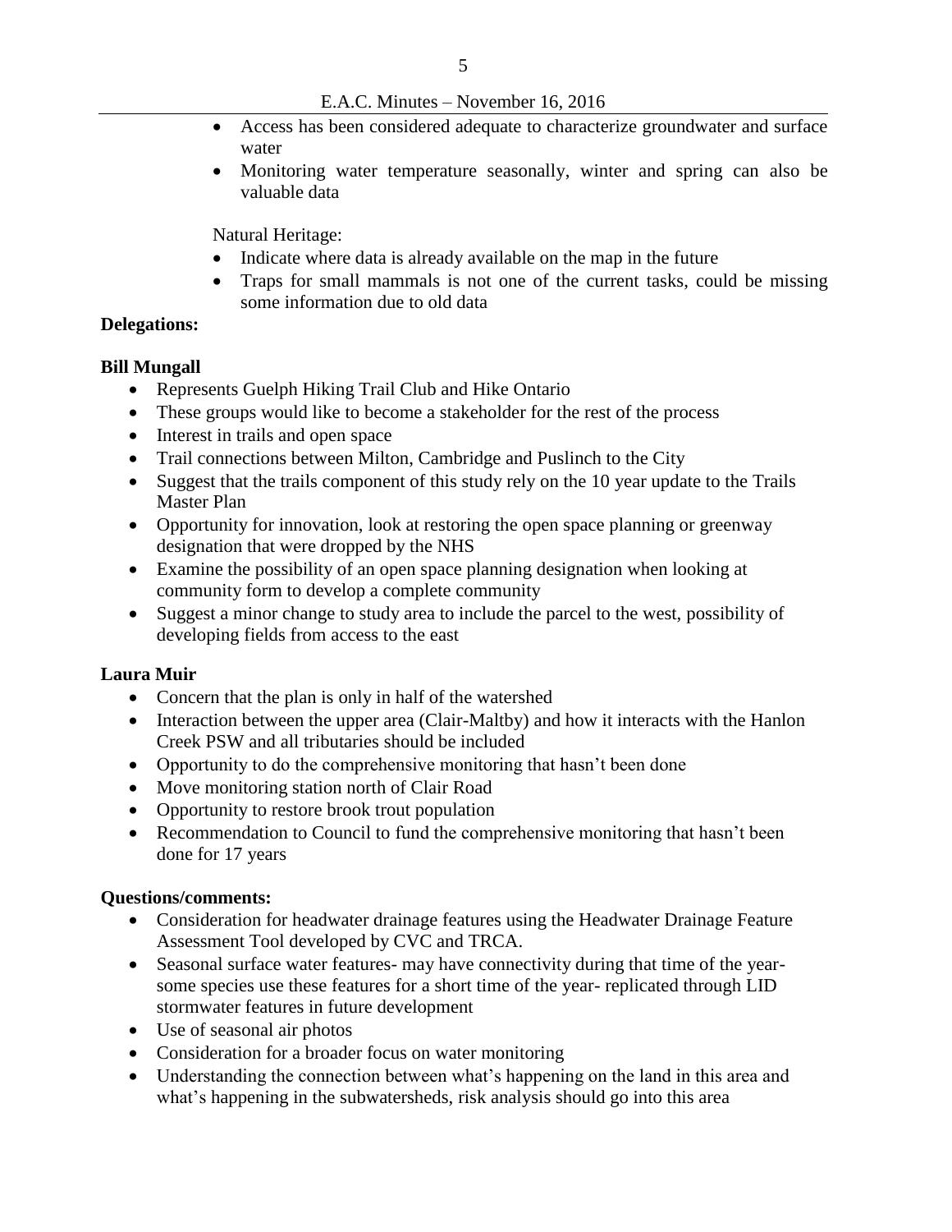- Access has been considered adequate to characterize groundwater and surface water
- Monitoring water temperature seasonally, winter and spring can also be valuable data

Natural Heritage:

- Indicate where data is already available on the map in the future
- Traps for small mammals is not one of the current tasks, could be missing some information due to old data

**Delegations:**

**Bill Mungall**

- Represents Guelph Hiking Trail Club and Hike Ontario
- These groups would like to become a stakeholder for the rest of the process
- Interest in trails and open space
- Trail connections between Milton, Cambridge and Puslinch to the City
- Suggest that the trails component of this study rely on the 10 year update to the Trails Master Plan
- Opportunity for innovation, look at restoring the open space planning or greenway designation that were dropped by the NHS
- Examine the possibility of an open space planning designation when looking at community form to develop a complete community
- Suggest a minor change to study area to include the parcel to the west, possibility of developing fields from access to the east

**Laura Muir**

- Concern that the plan is only in half of the watershed
- Interaction between the upper area (Clair-Maltby) and how it interacts with the Hanlon Creek PSW and all tributaries should be included
- Opportunity to do the comprehensive monitoring that hasn't been done
- Move monitoring station north of Clair Road
- Opportunity to restore brook trout population
- Recommendation to Council to fund the comprehensive monitoring that hasn't been done for 17 years

**Questions/comments:**

- Consideration for headwater drainage features using the Headwater Drainage Feature Assessment Tool developed by CVC and TRCA.
- Seasonal surface water features- may have connectivity during that time of the year- some species use these features for a short time of the year- replicated through LID stormwater features in future development
- Use of seasonal air photos
- Consideration for a broader focus on water monitoring
- Understanding the connection between what's happening on the land in this area and what's happening in the subwatersheds, risk analysis should go into this area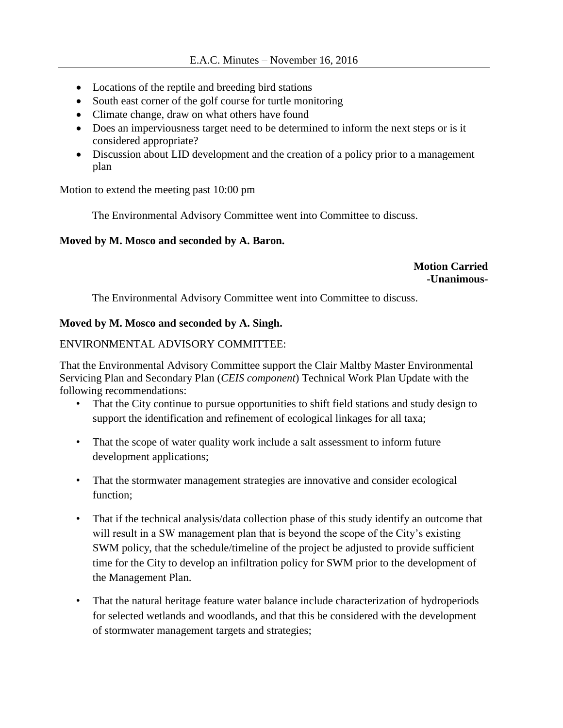- Locations of the reptile and breeding bird stations
- South east corner of the golf course for turtle monitoring
- Climate change, draw on what others have found
- Does an imperviousness target need to be determined to inform the next steps or is it considered appropriate?
- Discussion about LID development and the creation of a policy prior to a management plan

Motion to extend the meeting past 10:00 pm

The Environmental Advisory Committee went into Committee to discuss.

**Moved by M. Mosco and seconded by A. Baron.**

**Motion Carried**
**-Unanimous-**

The Environmental Advisory Committee went into Committee to discuss.

**Moved by M. Mosco and seconded by A. Singh.**

ENVIRONMENTAL ADVISORY COMMITTEE:

That the Environmental Advisory Committee support the Clair Maltby Master Environmental Servicing Plan and Secondary Plan (*CEIS component*) Technical Work Plan Update with the following recommendations:

- That the City continue to pursue opportunities to shift field stations and study design to support the identification and refinement of ecological linkages for all taxa;
- That the scope of water quality work include a salt assessment to inform future development applications;
- That the stormwater management strategies are innovative and consider ecological function;
- That if the technical analysis/data collection phase of this study identify an outcome that will result in a SW management plan that is beyond the scope of the City's existing SWM policy, that the schedule/timeline of the project be adjusted to provide sufficient time for the City to develop an infiltration policy for SWM prior to the development of the Management Plan.
- That the natural heritage feature water balance include characterization of hydroperiods for selected wetlands and woodlands, and that this be considered with the development of stormwater management targets and strategies;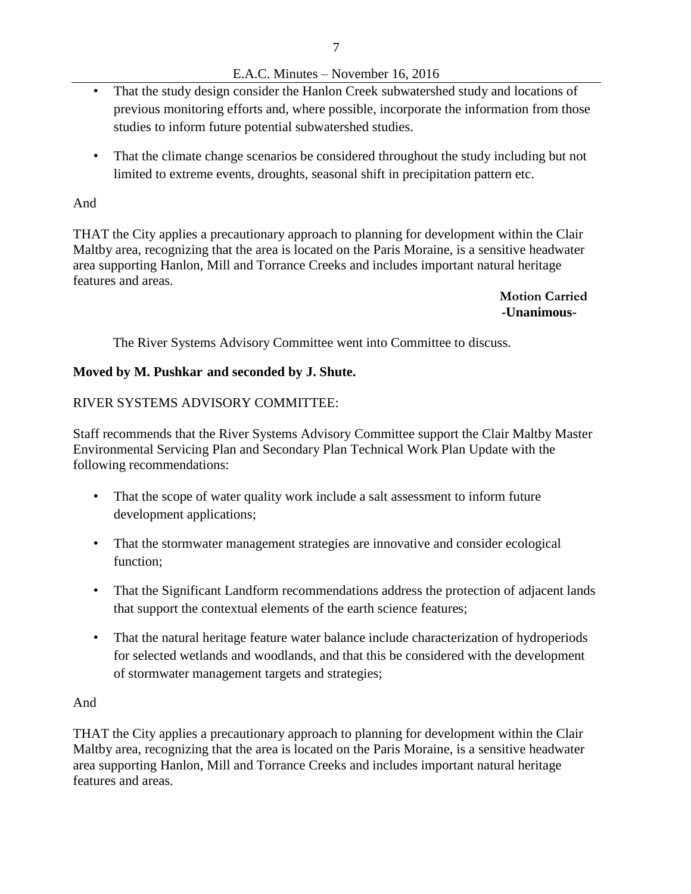- That the study design consider the Hanlon Creek subwatershed study and locations of previous monitoring efforts and, where possible, incorporate the information from those studies to inform future potential subwatershed studies.

- That the climate change scenarios be considered throughout the study including but not limited to extreme events, droughts, seasonal shift in precipitation pattern etc.

And

THAT the City applies a precautionary approach to planning for development within the Clair Maltby area, recognizing that the area is located on the Paris Moraine, is a sensitive headwater area supporting Hanlon, Mill and Torrance Creeks and includes important natural heritage features and areas.

**Motion Carried**
**-Unanimous-**

The River Systems Advisory Committee went into Committee to discuss.

**Moved by M. Pushkar and seconded by J. Shute.**

RIVER SYSTEMS ADVISORY COMMITTEE:

Staff recommends that the River Systems Advisory Committee support the Clair Maltby Master Environmental Servicing Plan and Secondary Plan Technical Work Plan Update with the following recommendations:

- That the scope of water quality work include a salt assessment to inform future development applications;

- That the stormwater management strategies are innovative and consider ecological function;

- That the Significant Landform recommendations address the protection of adjacent lands that support the contextual elements of the earth science features;

- That the natural heritage feature water balance include characterization of hydroperiods for selected wetlands and woodlands, and that this be considered with the development of stormwater management targets and strategies;

And

THAT the City applies a precautionary approach to planning for development within the Clair Maltby area, recognizing that the area is located on the Paris Moraine, is a sensitive headwater area supporting Hanlon, Mill and Torrance Creeks and includes important natural heritage features and areas.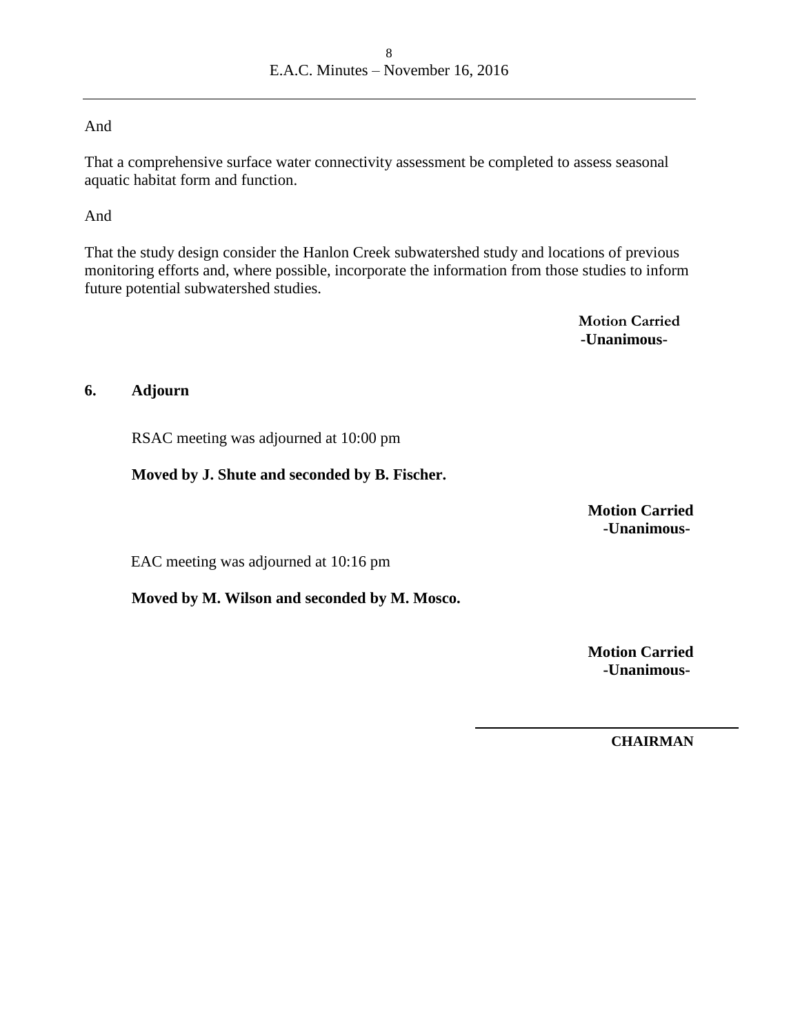And

That a comprehensive surface water connectivity assessment be completed to assess seasonal aquatic habitat form and function.

And

That the study design consider the Hanlon Creek subwatershed study and locations of previous monitoring efforts and, where possible, incorporate the information from those studies to inform future potential subwatershed studies.

**Motion Carried**
**-Unanimous-**

## 6. Adjourn

RSAC meeting was adjourned at 10:00 pm

**Moved by J. Shute and seconded by B. Fischer.**

**Motion Carried**
**-Unanimous-**

EAC meeting was adjourned at 10:16 pm

**Moved by M. Wilson and seconded by M. Mosco.**

**Motion Carried**
**-Unanimous-**

______________________________

**CHAIRMAN**